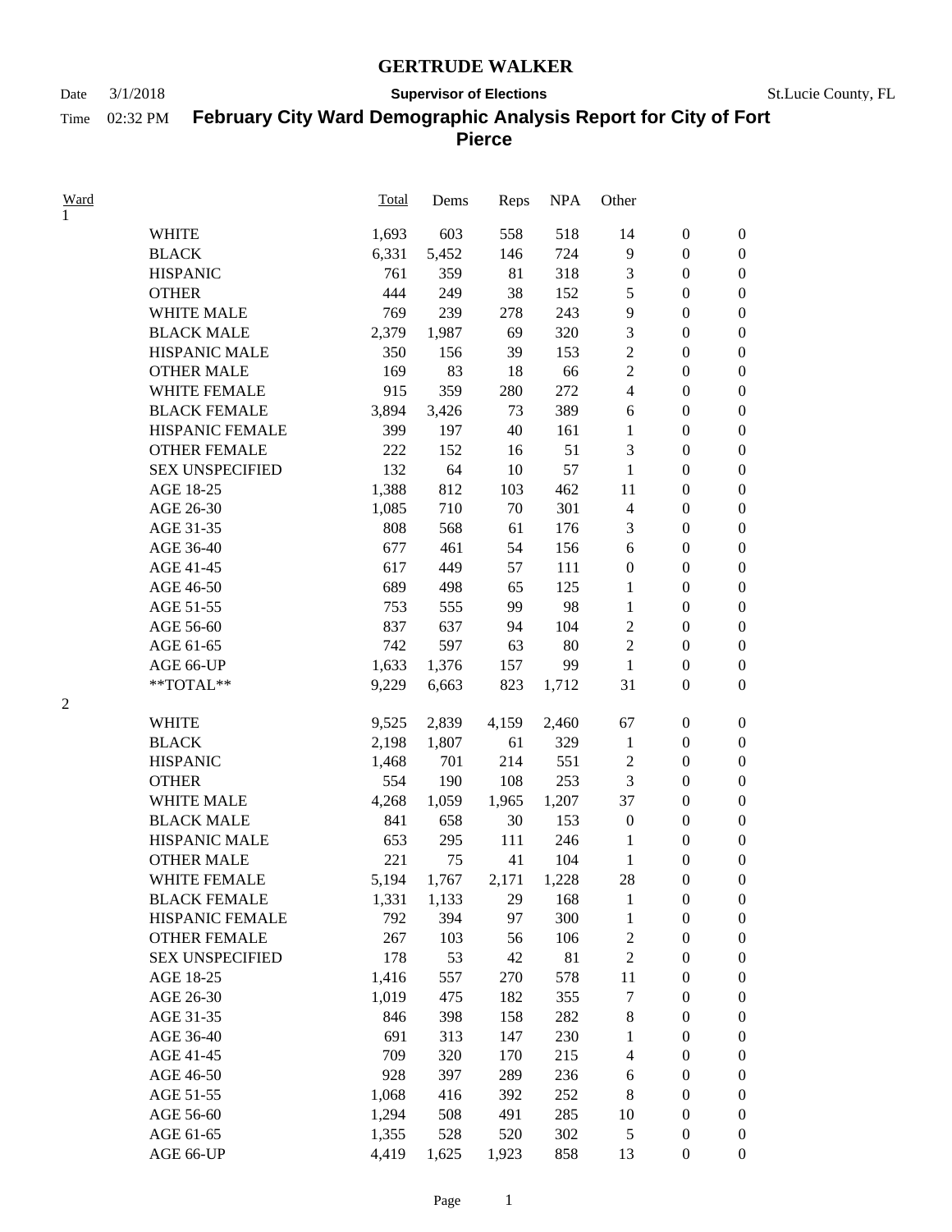# GERTRUDE WALKER

Date 3/1/2018 **Supervisor of Elections** St.Lucie County, FL

Time 02:32 PM

## February City Ward Demographic Analysis Report for City of Fort Pierce

| Ward | | Total | Dems | Reps | NPA | Other | | |
|---|---|---|---|---|---|---|---|---|
| 1 | | | | | | | | |
| | WHITE | 1,693 | 603 | 558 | 518 | 14 | 0 | 0 |
| | BLACK | 6,331 | 5,452 | 146 | 724 | 9 | 0 | 0 |
| | HISPANIC | 761 | 359 | 81 | 318 | 3 | 0 | 0 |
| | OTHER | 444 | 249 | 38 | 152 | 5 | 0 | 0 |
| | WHITE MALE | 769 | 239 | 278 | 243 | 9 | 0 | 0 |
| | BLACK MALE | 2,379 | 1,987 | 69 | 320 | 3 | 0 | 0 |
| | HISPANIC MALE | 350 | 156 | 39 | 153 | 2 | 0 | 0 |
| | OTHER MALE | 169 | 83 | 18 | 66 | 2 | 0 | 0 |
| | WHITE FEMALE | 915 | 359 | 280 | 272 | 4 | 0 | 0 |
| | BLACK FEMALE | 3,894 | 3,426 | 73 | 389 | 6 | 0 | 0 |
| | HISPANIC FEMALE | 399 | 197 | 40 | 161 | 1 | 0 | 0 |
| | OTHER FEMALE | 222 | 152 | 16 | 51 | 3 | 0 | 0 |
| | SEX UNSPECIFIED | 132 | 64 | 10 | 57 | 1 | 0 | 0 |
| | AGE 18-25 | 1,388 | 812 | 103 | 462 | 11 | 0 | 0 |
| | AGE 26-30 | 1,085 | 710 | 70 | 301 | 4 | 0 | 0 |
| | AGE 31-35 | 808 | 568 | 61 | 176 | 3 | 0 | 0 |
| | AGE 36-40 | 677 | 461 | 54 | 156 | 6 | 0 | 0 |
| | AGE 41-45 | 617 | 449 | 57 | 111 | 0 | 0 | 0 |
| | AGE 46-50 | 689 | 498 | 65 | 125 | 1 | 0 | 0 |
| | AGE 51-55 | 753 | 555 | 99 | 98 | 1 | 0 | 0 |
| | AGE 56-60 | 837 | 637 | 94 | 104 | 2 | 0 | 0 |
| | AGE 61-65 | 742 | 597 | 63 | 80 | 2 | 0 | 0 |
| | AGE 66-UP | 1,633 | 1,376 | 157 | 99 | 1 | 0 | 0 |
| | **TOTAL** | 9,229 | 6,663 | 823 | 1,712 | 31 | 0 | 0 |
| 2 | | | | | | | | |
| | WHITE | 9,525 | 2,839 | 4,159 | 2,460 | 67 | 0 | 0 |
| | BLACK | 2,198 | 1,807 | 61 | 329 | 1 | 0 | 0 |
| | HISPANIC | 1,468 | 701 | 214 | 551 | 2 | 0 | 0 |
| | OTHER | 554 | 190 | 108 | 253 | 3 | 0 | 0 |
| | WHITE MALE | 4,268 | 1,059 | 1,965 | 1,207 | 37 | 0 | 0 |
| | BLACK MALE | 841 | 658 | 30 | 153 | 0 | 0 | 0 |
| | HISPANIC MALE | 653 | 295 | 111 | 246 | 1 | 0 | 0 |
| | OTHER MALE | 221 | 75 | 41 | 104 | 1 | 0 | 0 |
| | WHITE FEMALE | 5,194 | 1,767 | 2,171 | 1,228 | 28 | 0 | 0 |
| | BLACK FEMALE | 1,331 | 1,133 | 29 | 168 | 1 | 0 | 0 |
| | HISPANIC FEMALE | 792 | 394 | 97 | 300 | 1 | 0 | 0 |
| | OTHER FEMALE | 267 | 103 | 56 | 106 | 2 | 0 | 0 |
| | SEX UNSPECIFIED | 178 | 53 | 42 | 81 | 2 | 0 | 0 |
| | AGE 18-25 | 1,416 | 557 | 270 | 578 | 11 | 0 | 0 |
| | AGE 26-30 | 1,019 | 475 | 182 | 355 | 7 | 0 | 0 |
| | AGE 31-35 | 846 | 398 | 158 | 282 | 8 | 0 | 0 |
| | AGE 36-40 | 691 | 313 | 147 | 230 | 1 | 0 | 0 |
| | AGE 41-45 | 709 | 320 | 170 | 215 | 4 | 0 | 0 |
| | AGE 46-50 | 928 | 397 | 289 | 236 | 6 | 0 | 0 |
| | AGE 51-55 | 1,068 | 416 | 392 | 252 | 8 | 0 | 0 |
| | AGE 56-60 | 1,294 | 508 | 491 | 285 | 10 | 0 | 0 |
| | AGE 61-65 | 1,355 | 528 | 520 | 302 | 5 | 0 | 0 |
| | AGE 66-UP | 4,419 | 1,625 | 1,923 | 858 | 13 | 0 | 0 |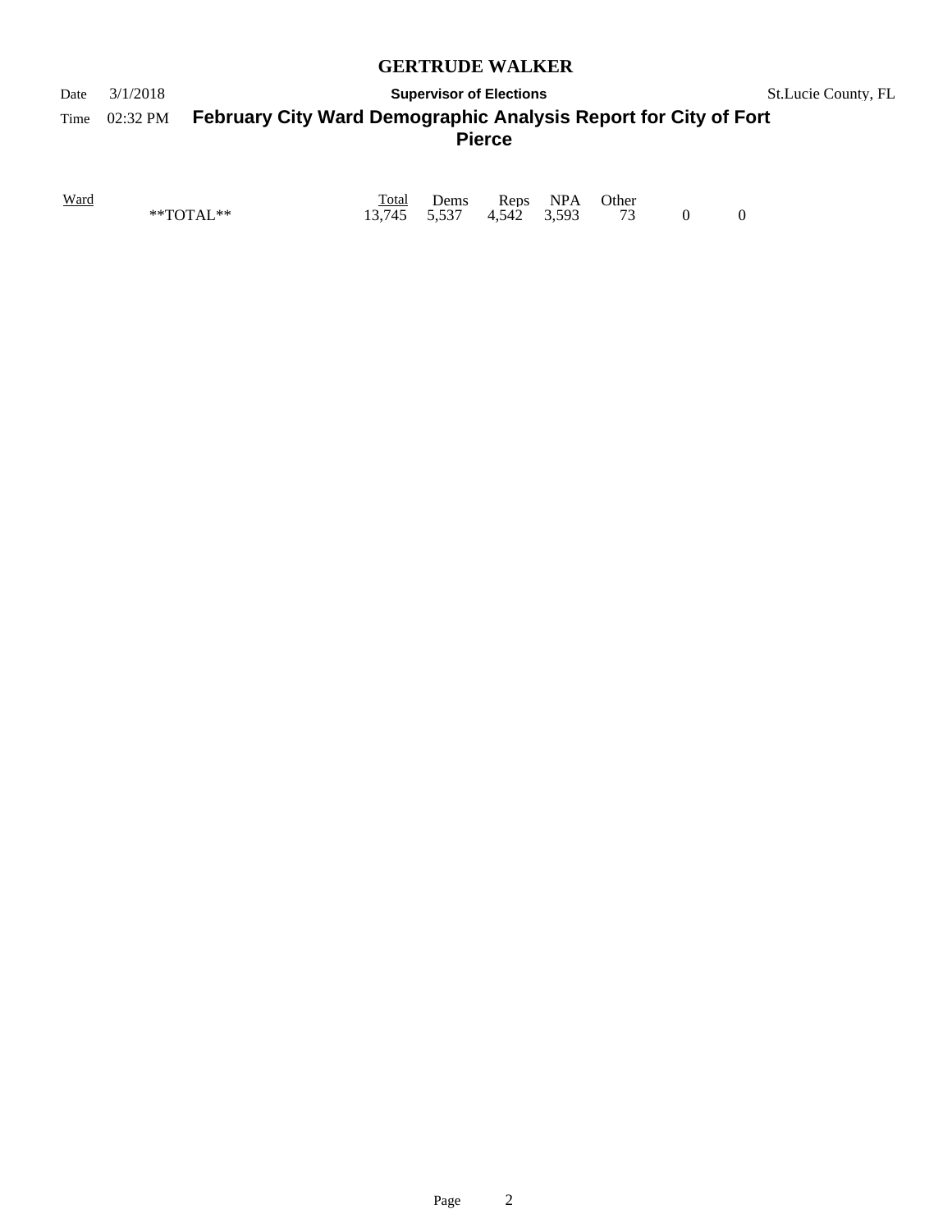**GERTRUDE WALKER**

Date 3/1/2018 **Supervisor of Elections** St.Lucie County, FL

Time 02:32 PM **February City Ward Demographic Analysis Report for City of Fort Pierce**

| Ward | | Total | Dems | Reps | NPA | Other | | |
|---|---|---|---|---|---|---|---|---|
| | **TOTAL** | 13,745 | 5,537 | 4,542 | 3,593 | 73 | 0 | 0 |